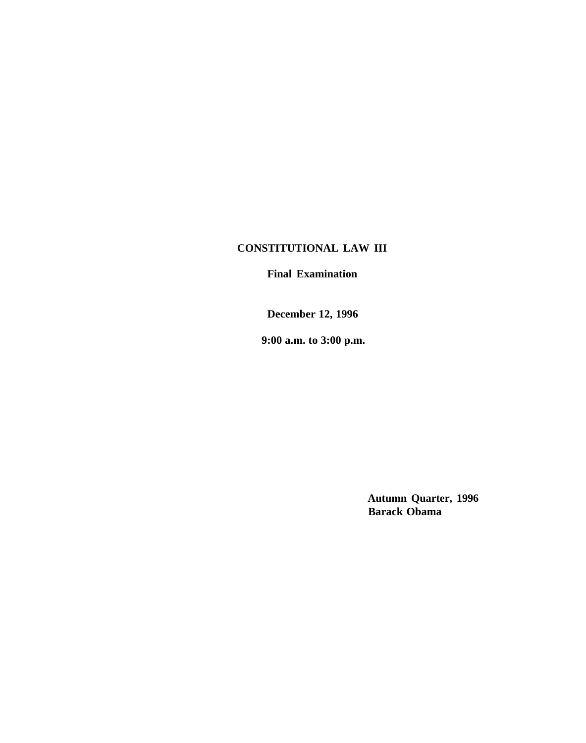# CONSTITUTIONAL LAW III

## Final Examination

**December 12, 1996**

**9:00 a.m. to 3:00 p.m.**

**Autumn Quarter, 1996**
**Barack Obama**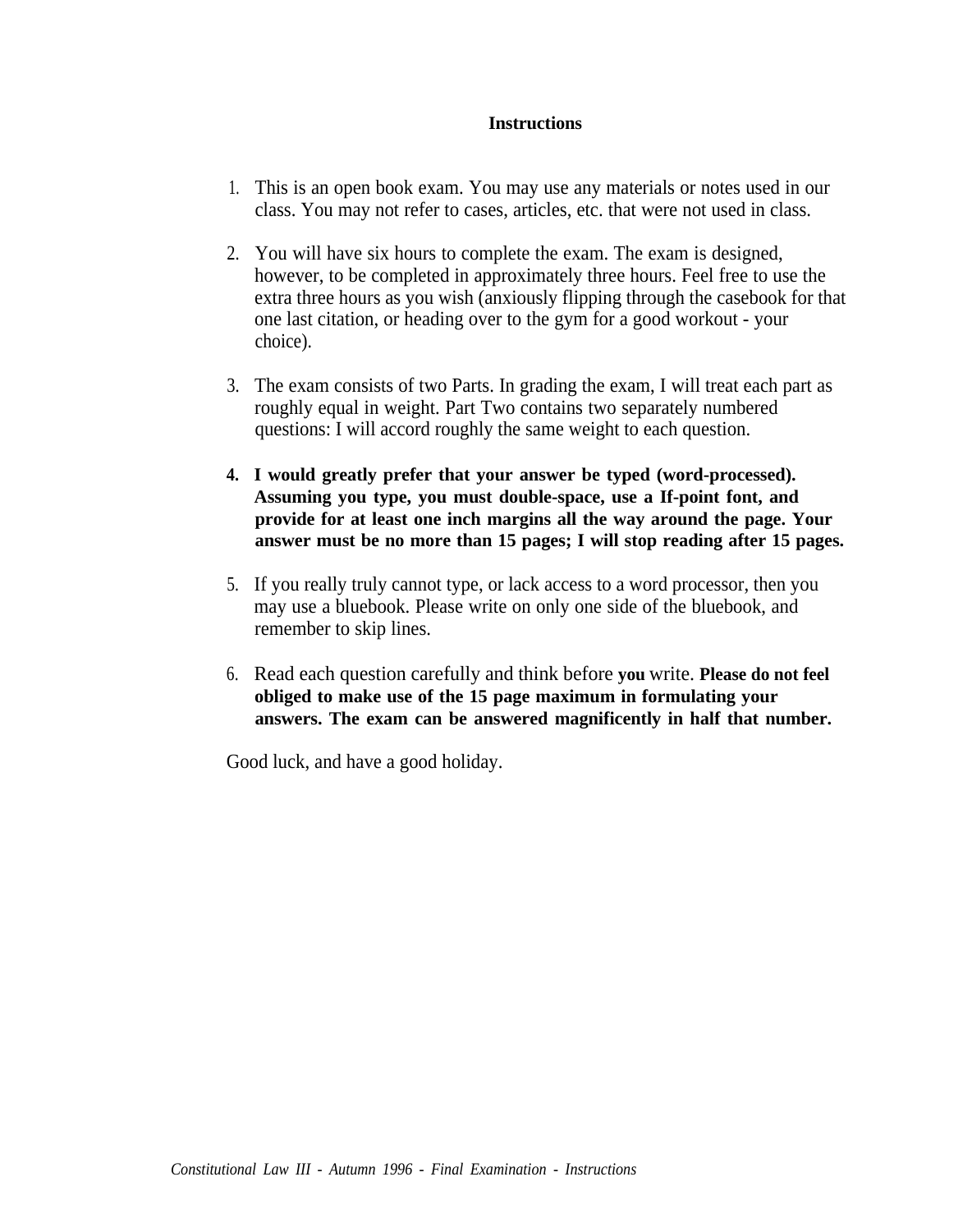**Instructions**

1. This is an open book exam. You may use any materials or notes used in our class. You may not refer to cases, articles, etc. that were not used in class.

2. You will have six hours to complete the exam. The exam is designed, however, to be completed in approximately three hours. Feel free to use the extra three hours as you wish (anxiously flipping through the casebook for that one last citation, or heading over to the gym for a good workout - your choice).

3. The exam consists of two Parts. In grading the exam, I will treat each part as roughly equal in weight. Part Two contains two separately numbered questions: I will accord roughly the same weight to each question.

4. **I would greatly prefer that your answer be typed (word-processed). Assuming you type, you must double-space, use a If-point font, and provide for at least one inch margins all the way around the page. Your answer must be no more than 15 pages; I will stop reading after 15 pages.**

5. If you really truly cannot type, or lack access to a word processor, then you may use a bluebook. Please write on only one side of the bluebook, and remember to skip lines.

6. Read each question carefully and think before you write. **Please do not feel obliged to make use of the 15 page maximum in formulating your answers. The exam can be answered magnificently in half that number.**

Good luck, and have a good holiday.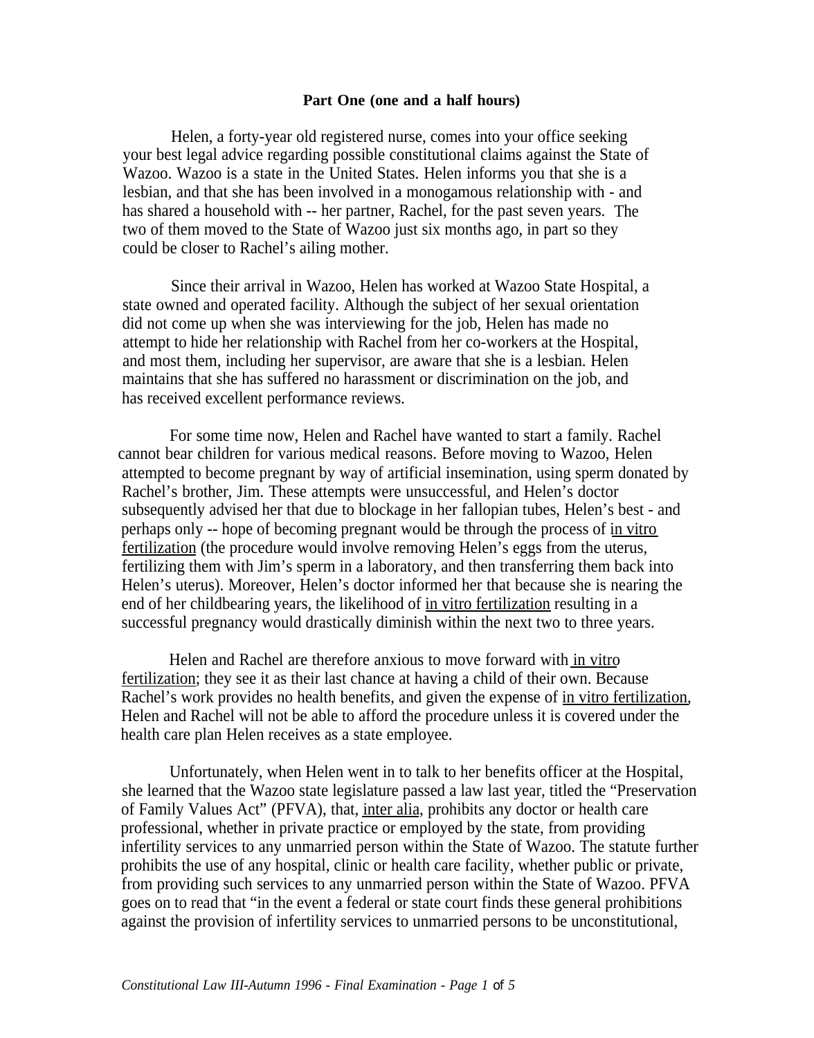**Part One (one and a half hours)**

Helen, a forty-year old registered nurse, comes into your office seeking your best legal advice regarding possible constitutional claims against the State of Wazoo. Wazoo is a state in the United States. Helen informs you that she is a lesbian, and that she has been involved in a monogamous relationship with - and has shared a household with -- her partner, Rachel, for the past seven years. The two of them moved to the State of Wazoo just six months ago, in part so they could be closer to Rachel's ailing mother.

Since their arrival in Wazoo, Helen has worked at Wazoo State Hospital, a state owned and operated facility. Although the subject of her sexual orientation did not come up when she was interviewing for the job, Helen has made no attempt to hide her relationship with Rachel from her co-workers at the Hospital, and most them, including her supervisor, are aware that she is a lesbian. Helen maintains that she has suffered no harassment or discrimination on the job, and has received excellent performance reviews.

For some time now, Helen and Rachel have wanted to start a family. Rachel cannot bear children for various medical reasons. Before moving to Wazoo, Helen attempted to become pregnant by way of artificial insemination, using sperm donated by Rachel's brother, Jim. These attempts were unsuccessful, and Helen's doctor subsequently advised her that due to blockage in her fallopian tubes, Helen's best - and perhaps only -- hope of becoming pregnant would be through the process of <u>in vitro fertilization</u> (the procedure would involve removing Helen's eggs from the uterus, fertilizing them with Jim's sperm in a laboratory, and then transferring them back into Helen's uterus). Moreover, Helen's doctor informed her that because she is nearing the end of her childbearing years, the likelihood of <u>in vitro fertilization</u> resulting in a successful pregnancy would drastically diminish within the next two to three years.

Helen and Rachel are therefore anxious to move forward with <u>in vitro fertilization</u>; they see it as their last chance at having a child of their own. Because Rachel's work provides no health benefits, and given the expense of <u>in vitro fertilization</u>, Helen and Rachel will not be able to afford the procedure unless it is covered under the health care plan Helen receives as a state employee.

Unfortunately, when Helen went in to talk to her benefits officer at the Hospital, she learned that the Wazoo state legislature passed a law last year, titled the "Preservation of Family Values Act" (PFVA), that, <u>inter alia</u>, prohibits any doctor or health care professional, whether in private practice or employed by the state, from providing infertility services to any unmarried person within the State of Wazoo. The statute further prohibits the use of any hospital, clinic or health care facility, whether public or private, from providing such services to any unmarried person within the State of Wazoo. PFVA goes on to read that "in the event a federal or state court finds these general prohibitions against the provision of infertility services to unmarried persons to be unconstitutional,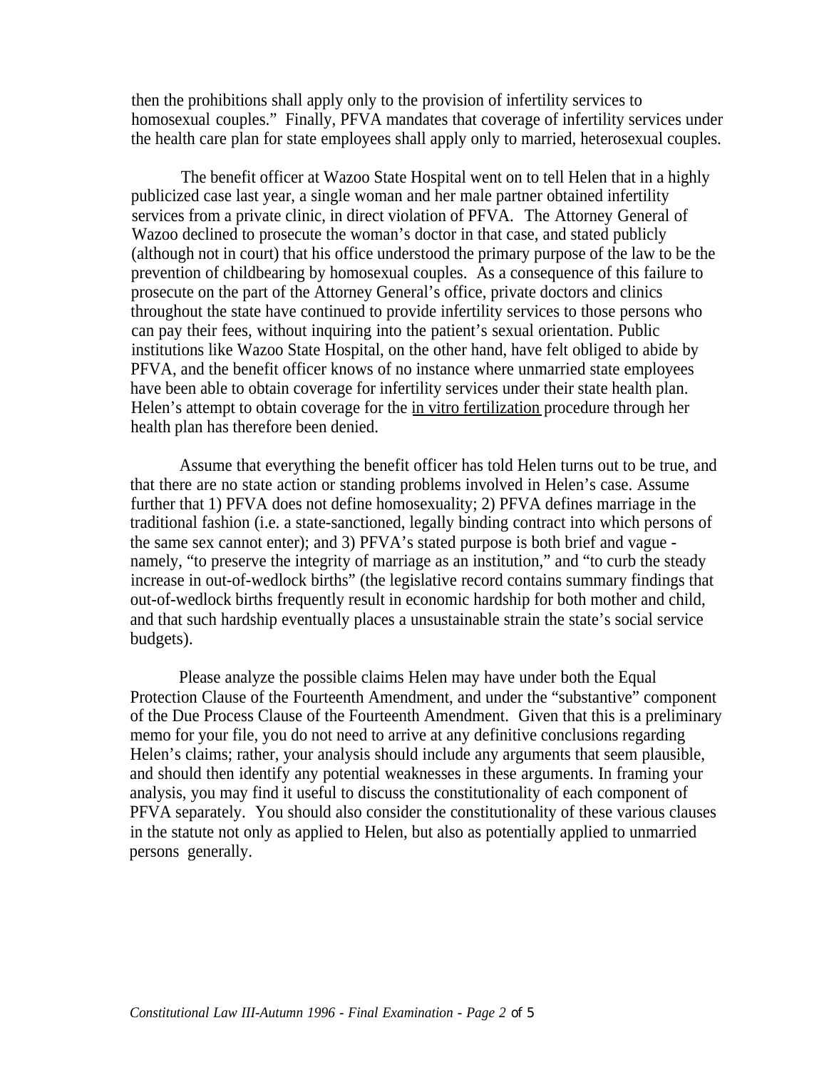then the prohibitions shall apply only to the provision of infertility services to homosexual couples." Finally, PFVA mandates that coverage of infertility services under the health care plan for state employees shall apply only to married, heterosexual couples.

The benefit officer at Wazoo State Hospital went on to tell Helen that in a highly publicized case last year, a single woman and her male partner obtained infertility services from a private clinic, in direct violation of PFVA. The Attorney General of Wazoo declined to prosecute the woman's doctor in that case, and stated publicly (although not in court) that his office understood the primary purpose of the law to be the prevention of childbearing by homosexual couples. As a consequence of this failure to prosecute on the part of the Attorney General's office, private doctors and clinics throughout the state have continued to provide infertility services to those persons who can pay their fees, without inquiring into the patient's sexual orientation. Public institutions like Wazoo State Hospital, on the other hand, have felt obliged to abide by PFVA, and the benefit officer knows of no instance where unmarried state employees have been able to obtain coverage for infertility services under their state health plan. Helen's attempt to obtain coverage for the in vitro fertilization procedure through her health plan has therefore been denied.

Assume that everything the benefit officer has told Helen turns out to be true, and that there are no state action or standing problems involved in Helen's case. Assume further that 1) PFVA does not define homosexuality; 2) PFVA defines marriage in the traditional fashion (i.e. a state-sanctioned, legally binding contract into which persons of the same sex cannot enter); and 3) PFVA's stated purpose is both brief and vague - namely, "to preserve the integrity of marriage as an institution," and "to curb the steady increase in out-of-wedlock births" (the legislative record contains summary findings that out-of-wedlock births frequently result in economic hardship for both mother and child, and that such hardship eventually places a unsustainable strain the state's social service budgets).

Please analyze the possible claims Helen may have under both the Equal Protection Clause of the Fourteenth Amendment, and under the "substantive" component of the Due Process Clause of the Fourteenth Amendment. Given that this is a preliminary memo for your file, you do not need to arrive at any definitive conclusions regarding Helen's claims; rather, your analysis should include any arguments that seem plausible, and should then identify any potential weaknesses in these arguments. In framing your analysis, you may find it useful to discuss the constitutionality of each component of PFVA separately. You should also consider the constitutionality of these various clauses in the statute not only as applied to Helen, but also as potentially applied to unmarried persons generally.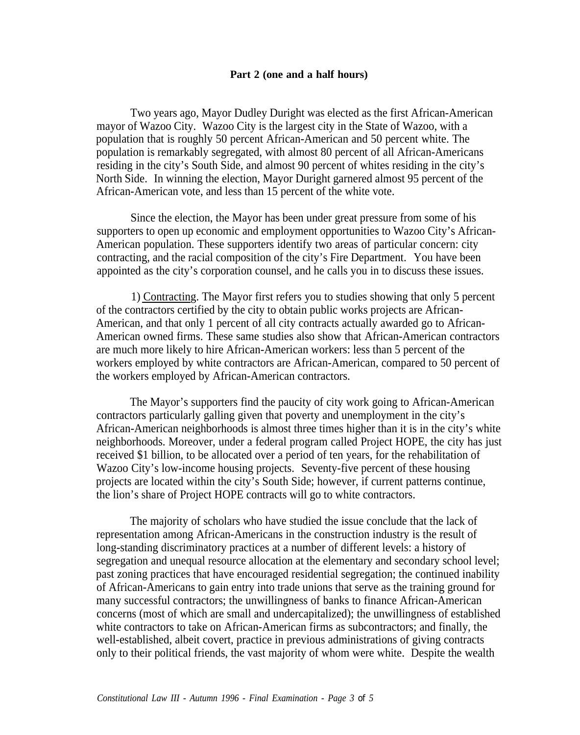**Part 2 (one and a half hours)**

Two years ago, Mayor Dudley Duright was elected as the first African-American mayor of Wazoo City. Wazoo City is the largest city in the State of Wazoo, with a population that is roughly 50 percent African-American and 50 percent white. The population is remarkably segregated, with almost 80 percent of all African-Americans residing in the city's South Side, and almost 90 percent of whites residing in the city's North Side. In winning the election, Mayor Duright garnered almost 95 percent of the African-American vote, and less than 15 percent of the white vote.

Since the election, the Mayor has been under great pressure from some of his supporters to open up economic and employment opportunities to Wazoo City's African-American population. These supporters identify two areas of particular concern: city contracting, and the racial composition of the city's Fire Department. You have been appointed as the city's corporation counsel, and he calls you in to discuss these issues.

1) Contracting. The Mayor first refers you to studies showing that only 5 percent of the contractors certified by the city to obtain public works projects are African-American, and that only 1 percent of all city contracts actually awarded go to African-American owned firms. These same studies also show that African-American contractors are much more likely to hire African-American workers: less than 5 percent of the workers employed by white contractors are African-American, compared to 50 percent of the workers employed by African-American contractors.

The Mayor's supporters find the paucity of city work going to African-American contractors particularly galling given that poverty and unemployment in the city's African-American neighborhoods is almost three times higher than it is in the city's white neighborhoods. Moreover, under a federal program called Project HOPE, the city has just received $1 billion, to be allocated over a period of ten years, for the rehabilitation of Wazoo City's low-income housing projects. Seventy-five percent of these housing projects are located within the city's South Side; however, if current patterns continue, the lion's share of Project HOPE contracts will go to white contractors.

The majority of scholars who have studied the issue conclude that the lack of representation among African-Americans in the construction industry is the result of long-standing discriminatory practices at a number of different levels: a history of segregation and unequal resource allocation at the elementary and secondary school level; past zoning practices that have encouraged residential segregation; the continued inability of African-Americans to gain entry into trade unions that serve as the training ground for many successful contractors; the unwillingness of banks to finance African-American concerns (most of which are small and undercapitalized); the unwillingness of established white contractors to take on African-American firms as subcontractors; and finally, the well-established, albeit covert, practice in previous administrations of giving contracts only to their political friends, the vast majority of whom were white. Despite the wealth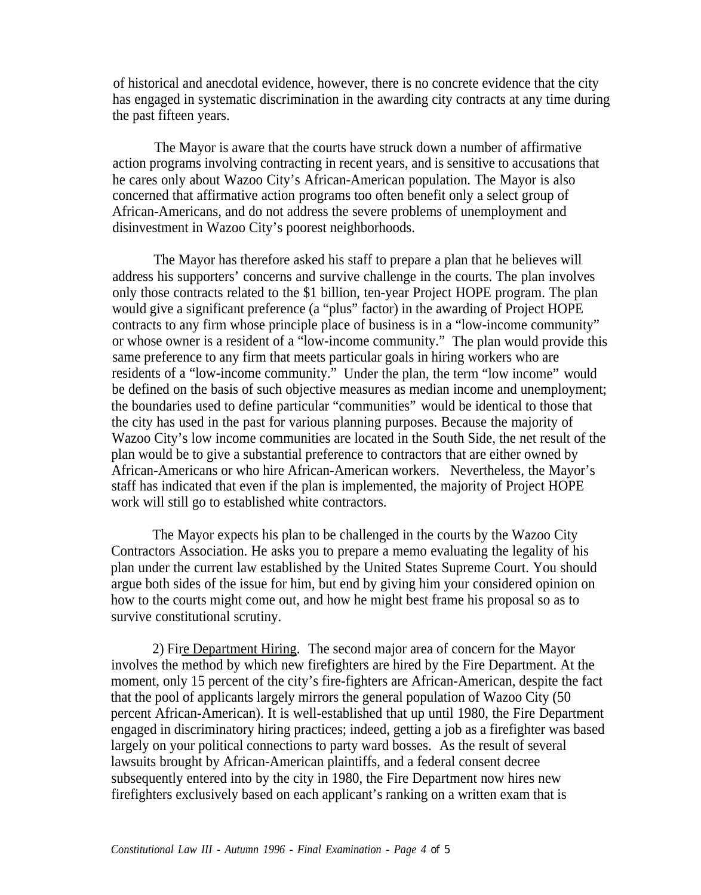of historical and anecdotal evidence, however, there is no concrete evidence that the city has engaged in systematic discrimination in the awarding city contracts at any time during the past fifteen years.

The Mayor is aware that the courts have struck down a number of affirmative action programs involving contracting in recent years, and is sensitive to accusations that he cares only about Wazoo City's African-American population. The Mayor is also concerned that affirmative action programs too often benefit only a select group of African-Americans, and do not address the severe problems of unemployment and disinvestment in Wazoo City's poorest neighborhoods.

The Mayor has therefore asked his staff to prepare a plan that he believes will address his supporters' concerns and survive challenge in the courts. The plan involves only those contracts related to the $1 billion, ten-year Project HOPE program. The plan would give a significant preference (a "plus" factor) in the awarding of Project HOPE contracts to any firm whose principle place of business is in a "low-income community" or whose owner is a resident of a "low-income community." The plan would provide this same preference to any firm that meets particular goals in hiring workers who are residents of a "low-income community." Under the plan, the term "low income" would be defined on the basis of such objective measures as median income and unemployment; the boundaries used to define particular "communities" would be identical to those that the city has used in the past for various planning purposes. Because the majority of Wazoo City's low income communities are located in the South Side, the net result of the plan would be to give a substantial preference to contractors that are either owned by African-Americans or who hire African-American workers. Nevertheless, the Mayor's staff has indicated that even if the plan is implemented, the majority of Project HOPE work will still go to established white contractors.

The Mayor expects his plan to be challenged in the courts by the Wazoo City Contractors Association. He asks you to prepare a memo evaluating the legality of his plan under the current law established by the United States Supreme Court. You should argue both sides of the issue for him, but end by giving him your considered opinion on how to the courts might come out, and how he might best frame his proposal so as to survive constitutional scrutiny.

2) <u>Fire Department Hiring</u>. The second major area of concern for the Mayor involves the method by which new firefighters are hired by the Fire Department. At the moment, only 15 percent of the city's fire-fighters are African-American, despite the fact that the pool of applicants largely mirrors the general population of Wazoo City (50 percent African-American). It is well-established that up until 1980, the Fire Department engaged in discriminatory hiring practices; indeed, getting a job as a firefighter was based largely on your political connections to party ward bosses. As the result of several lawsuits brought by African-American plaintiffs, and a federal consent decree subsequently entered into by the city in 1980, the Fire Department now hires new firefighters exclusively based on each applicant's ranking on a written exam that is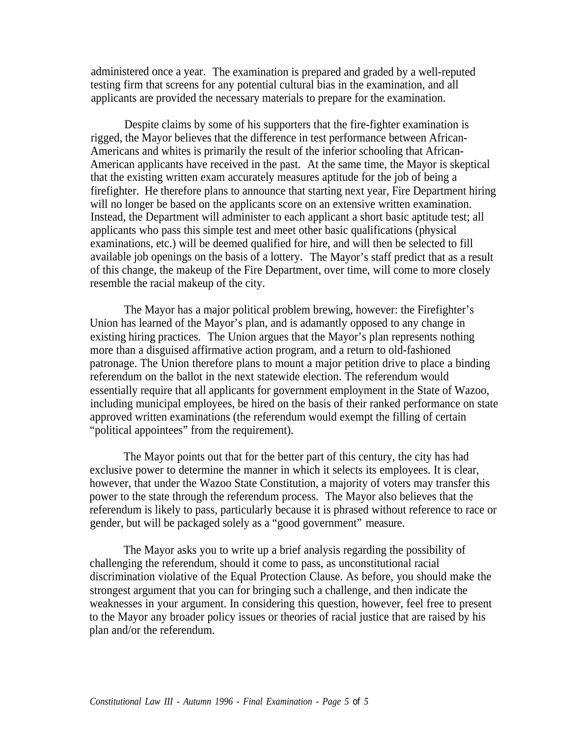administered once a year. The examination is prepared and graded by a well-reputed testing firm that screens for any potential cultural bias in the examination, and all applicants are provided the necessary materials to prepare for the examination.

Despite claims by some of his supporters that the fire-fighter examination is rigged, the Mayor believes that the difference in test performance between African-Americans and whites is primarily the result of the inferior schooling that African-American applicants have received in the past. At the same time, the Mayor is skeptical that the existing written exam accurately measures aptitude for the job of being a firefighter. He therefore plans to announce that starting next year, Fire Department hiring will no longer be based on the applicants score on an extensive written examination. Instead, the Department will administer to each applicant a short basic aptitude test; all applicants who pass this simple test and meet other basic qualifications (physical examinations, etc.) will be deemed qualified for hire, and will then be selected to fill available job openings on the basis of a lottery. The Mayor's staff predict that as a result of this change, the makeup of the Fire Department, over time, will come to more closely resemble the racial makeup of the city.

The Mayor has a major political problem brewing, however: the Firefighter's Union has learned of the Mayor's plan, and is adamantly opposed to any change in existing hiring practices. The Union argues that the Mayor's plan represents nothing more than a disguised affirmative action program, and a return to old-fashioned patronage. The Union therefore plans to mount a major petition drive to place a binding referendum on the ballot in the next statewide election. The referendum would essentially require that all applicants for government employment in the State of Wazoo, including municipal employees, be hired on the basis of their ranked performance on state approved written examinations (the referendum would exempt the filling of certain "political appointees" from the requirement).

The Mayor points out that for the better part of this century, the city has had exclusive power to determine the manner in which it selects its employees. It is clear, however, that under the Wazoo State Constitution, a majority of voters may transfer this power to the state through the referendum process. The Mayor also believes that the referendum is likely to pass, particularly because it is phrased without reference to race or gender, but will be packaged solely as a "good government" measure.

The Mayor asks you to write up a brief analysis regarding the possibility of challenging the referendum, should it come to pass, as unconstitutional racial discrimination violative of the Equal Protection Clause. As before, you should make the strongest argument that you can for bringing such a challenge, and then indicate the weaknesses in your argument. In considering this question, however, feel free to present to the Mayor any broader policy issues or theories of racial justice that are raised by his plan and/or the referendum.